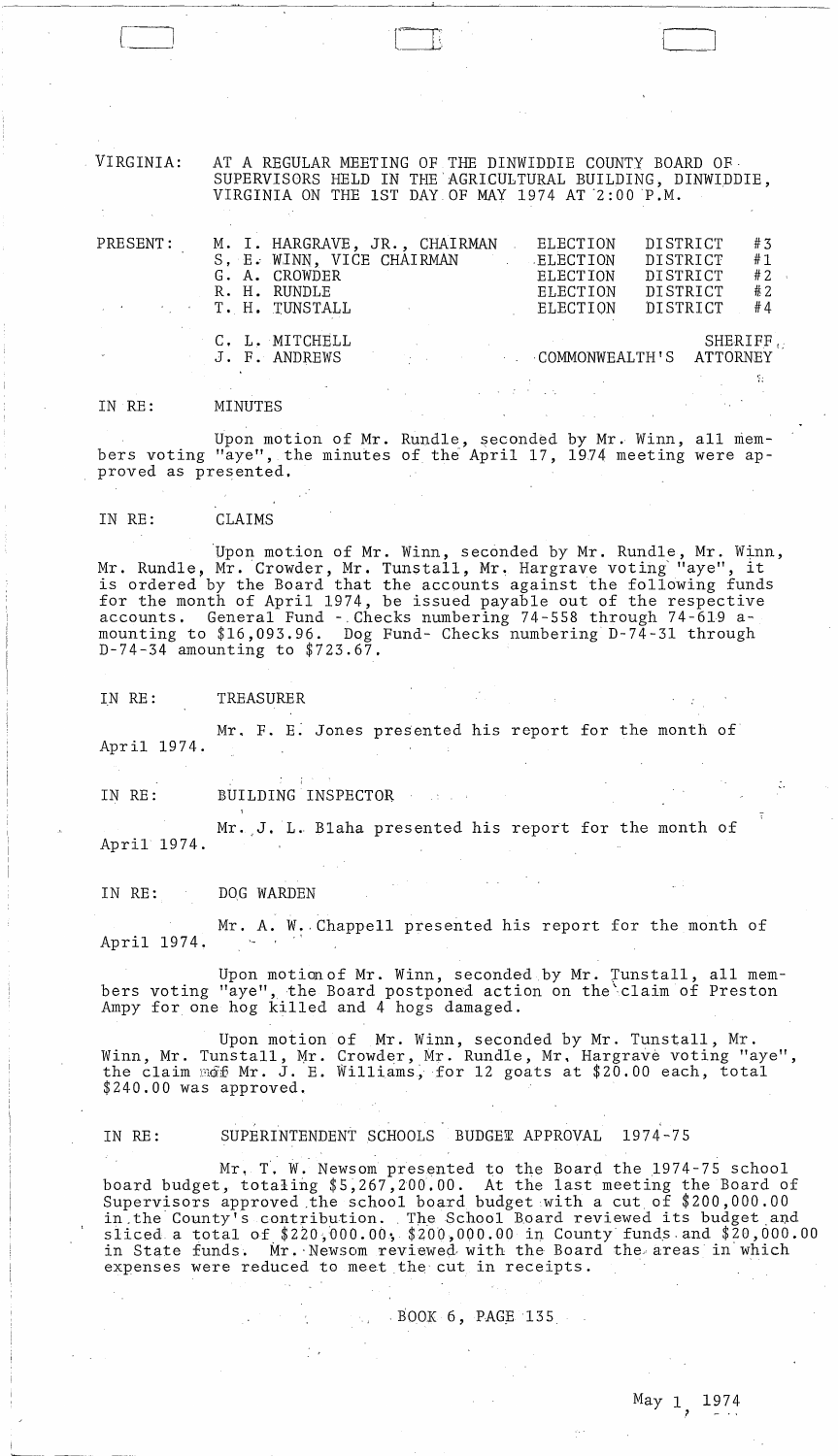VIRGINIA: AT A REGULAR MEETING OF THE DINWIDDIE COUNTY BOARD OF SUPERVISORS HELD IN THE AGRICULTURAL BUILDING, DINWIDDIE, VIRGINIA ON THE 1ST DAY OF MAY 1974 AT 2:00 P.M.

| PRESENT: | | |
|---|---|---|
| | M. I. HARGRAVE, JR., CHAIRMAN | ELECTION DISTRICT #3 |
| | S. E. WINN, VICE CHAIRMAN | ELECTION DISTRICT #1 |
| | G. A. CROWDER | ELECTION DISTRICT #2 |
| | R. H. RUNDLE | ELECTION DISTRICT #2 |
| | T. H. TUNSTALL | ELECTION DISTRICT #4 |
| | C. L. MITCHELL | SHERIFF |
| | J. F. ANDREWS | COMMONWEALTH'S ATTORNEY |

IN RE: MINUTES

Upon motion of Mr. Rundle, seconded by Mr. Winn, all members voting "aye", the minutes of the April 17, 1974 meeting were approved as presented.

IN RE: CLAIMS

Upon motion of Mr. Winn, seconded by Mr. Rundle, Mr. Winn, Mr. Rundle, Mr. Crowder, Mr. Tunstall, Mr. Hargrave voting "aye", it is ordered by the Board that the accounts against the following funds for the month of April 1974, be issued payable out of the respective accounts. General Fund - Checks numbering 74-558 through 74-619 amounting to $16,093.96. Dog Fund- Checks numbering D-74-31 through D-74-34 amounting to $723.67.

IN RE: TREASURER

Mr. F. E. Jones presented his report for the month of April 1974.

IN RE: BUILDING INSPECTOR

Mr. J. L. Blaha presented his report for the month of April 1974.

IN RE: DOG WARDEN

Mr. A. W. Chappell presented his report for the month of April 1974.

Upon motion of Mr. Winn, seconded by Mr. Tunstall, all members voting "aye", the Board postponed action on the claim of Preston Ampy for one hog killed and 4 hogs damaged.

Upon motion of Mr. Winn, seconded by Mr. Tunstall, Mr. Winn, Mr. Tunstall, Mr. Crowder, Mr. Rundle, Mr. Hargrave voting "aye", the claim of Mr. J. E. Williams, for 12 goats at $20.00 each, total $240.00 was approved.

IN RE: SUPERINTENDENT SCHOOLS BUDGET APPROVAL 1974-75

Mr. T. W. Newsom presented to the Board the 1974-75 school board budget, totaling $5,267,200.00. At the last meeting the Board of Supervisors approved the school board budget with a cut of $200,000.00 in the County's contribution. The School Board reviewed its budget and sliced a total of $220,000.00; $200,000.00 in County funds and $20,000.00 in State funds. Mr. Newsom reviewed with the Board the areas in which expenses were reduced to meet the cut in receipts.

BOOK 6, PAGE 135

May 1, 1974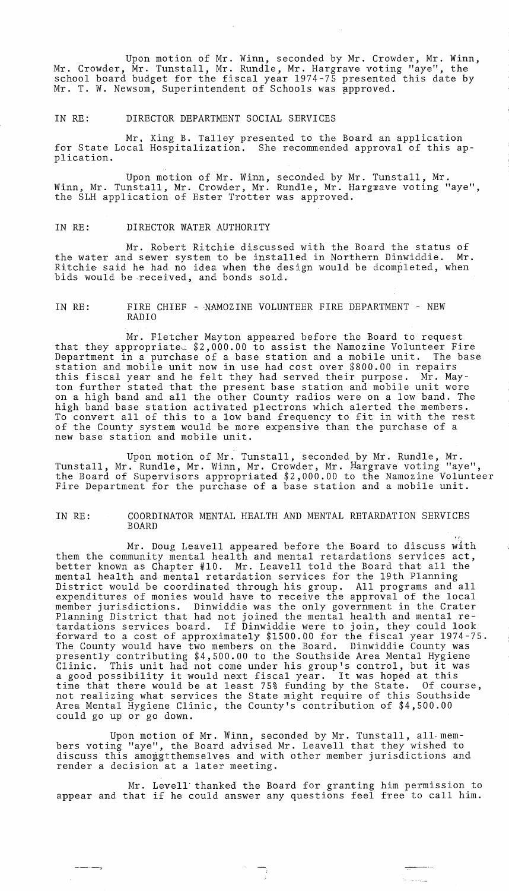Upon motion of Mr. Winn, seconded by Mr. Crowder, Mr. Winn, Mr. Crowder, Mr. Tunstall, Mr. Rundle, Mr. Hargrave voting "aye", the school board budget for the fiscal year 1974-75 presented this date by Mr. T. W. Newsom, Superintendent of Schools was approved.

IN RE: DIRECTOR DEPARTMENT SOCIAL SERVICES

Mr. King B. Talley presented to the Board an application for State Local Hospitalization. She recommended approval of this application.

Upon motion of Mr. Winn, seconded by Mr. Tunstall, Mr. Winn, Mr. Tunstall, Mr. Crowder, Mr. Rundle, Mr. Hargrave voting "aye", the SLH application of Ester Trotter was approved.

IN RE: DIRECTOR WATER AUTHORITY

Mr. Robert Ritchie discussed with the Board the status of the water and sewer system to be installed in Northern Dinwiddie. Mr. Ritchie said he had no idea when the design would be dcompleted, when bids would be received, and bonds sold.

IN RE: FIRE CHIEF - NAMOZINE VOLUNTEER FIRE DEPARTMENT - NEW RADIO

Mr. Fletcher Mayton appeared before the Board to request that they appropriate $2,000.00 to assist the Namozine Volunteer Fire Department in a purchase of a base station and a mobile unit. The base station and mobile unit now in use had cost over $800.00 in repairs this fiscal year and he felt they had served their purpose. Mr. Mayton further stated that the present base station and mobile unit were on a high band and all the other County radios were on a low band. The high band base station activated plectrons which alerted the members. To convert all of this to a low band frequency to fit in with the rest of the County system would be more expensive than the purchase of a new base station and mobile unit.

Upon motion of Mr. Tunstall, seconded by Mr. Rundle, Mr. Tunstall, Mr. Rundle, Mr. Winn, Mr. Crowder, Mr. Hargrave voting "aye", the Board of Supervisors appropriated $2,000.00 to the Namozine Volunteer Fire Department for the purchase of a base station and a mobile unit.

IN RE: COORDINATOR MENTAL HEALTH AND MENTAL RETARDATION SERVICES BOARD

Mr. Doug Leavell appeared before the Board to discuss with them the community mental health and mental retardations services act, better known as Chapter #10. Mr. Leavell told the Board that all the mental health and mental retardation services for the 19th Planning District would be coordinated through his group. All programs and all expenditures of monies would have to receive the approval of the local member jurisdictions. Dinwiddie was the only government in the Crater Planning District that had not joined the mental health and mental retardations services board. If Dinwiddie were to join, they could look forward to a cost of approximately $1500.00 for the fiscal year 1974-75. The County would have two members on the Board. Dinwiddie County was presently contributing $4,500.00 to the Southside Area Mental Hygiene Clinic. This unit had not come under his group's control, but it was a good possibility it would next fiscal year. It was hoped at this time that there would be at least 75% funding by the State. Of course, not realizing what services the State might require of this Southside Area Mental Hygiene Clinic, the County's contribution of $4,500.00 could go up or go down.

Upon motion of Mr. Winn, seconded by Mr. Tunstall, all members voting "aye", the Board advised Mr. Leavell that they wished to discuss this amongthemselves and with other member jurisdictions and render a decision at a later meeting.

Mr. Levell thanked the Board for granting him permission to appear and that if he could answer any questions feel free to call him.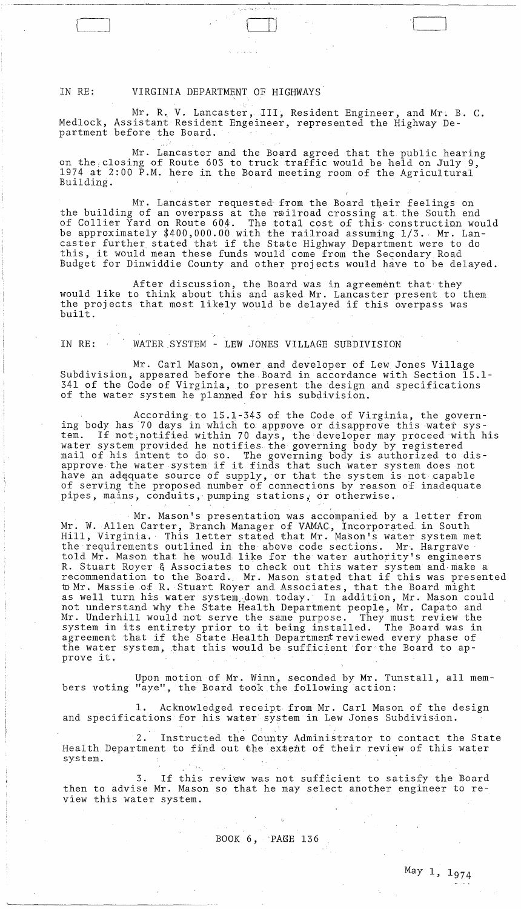IN RE: VIRGINIA DEPARTMENT OF HIGHWAYS

Mr. R. V. Lancaster, III, Resident Engineer, and Mr. B. C. Medlock, Assistant Resident Engeineer, represented the Highway Department before the Board.

Mr. Lancaster and the Board agreed that the public hearing on the closing of Route 603 to truck traffic would be held on July 9, 1974 at 2:00 P.M. here in the Board meeting room of the Agricultural Building.

Mr. Lancaster requested from the Board their feelings on the building of an overpass at the railroad crossing at the South end of Collier Yard on Route 604. The total cost of this construction would be approximately $400,000.00 with the railroad assuming 1/3. Mr. Lancaster further stated that if the State Highway Department were to do this, it would mean these funds would come from the Secondary Road Budget for Dinwiddie County and other projects would have to be delayed.

After discussion, the Board was in agreement that they would like to think about this and asked Mr. Lancaster present to them the projects that most likely would be delayed if this overpass was built.

IN RE: WATER SYSTEM - LEW JONES VILLAGE SUBDIVISION

Mr. Carl Mason, owner and developer of Lew Jones Village Subdivision, appeared before the Board in accordance with Section 15.1-341 of the Code of Virginia, to present the design and specifications of the water system he planned for his subdivision.

According to 15.1-343 of the Code of Virginia, the governing body has 70 days in which to approve or disapprove this water system. If not notified within 70 days, the developer may proceed with his water system provided he notifies the governing body by registered mail of his intent to do so. The governing body is authorized to disapprove the water system if it finds that such water system does not have an adequate source of supply, or that the system is not capable of serving the proposed number of connections by reason of inadequate pipes, mains, conduits, pumping stations, or otherwise.

Mr. Mason's presentation was accompanied by a letter from Mr. W. Allen Carter, Branch Manager of VAMAC, Incorporated in South Hill, Virginia. This letter stated that Mr. Mason's water system met the requirements outlined in the above code sections. Mr. Hargrave told Mr. Mason that he would like for the water authority's engineers R. Stuart Royer & Associates to check out this water system and make a recommendation to the Board. Mr. Mason stated that if this was presented to Mr. Massie of R. Stuart Royer and Associates, that the Board might as well turn his water system down today. In addition, Mr. Mason could not understand why the State Health Department people, Mr. Capato and Mr. Underhill would not serve the same purpose. They must review the system in its entirety prior to it being installed. The Board was in agreement that if the State Health Department reviewed every phase of the water system, that this would be sufficient for the Board to approve it.

Upon motion of Mr. Winn, seconded by Mr. Tunstall, all members voting "aye", the Board took the following action:

1. Acknowledged receipt from Mr. Carl Mason of the design and specifications for his water system in Lew Jones Subdivision.

2. Instructed the County Administrator to contact the State Health Department to find out the extent of their review of this water system.

3. If this review was not sufficient to satisfy the Board then to advise Mr. Mason so that he may select another engineer to review this water system.

BOOK 6, PAGE 136

May 1, 1974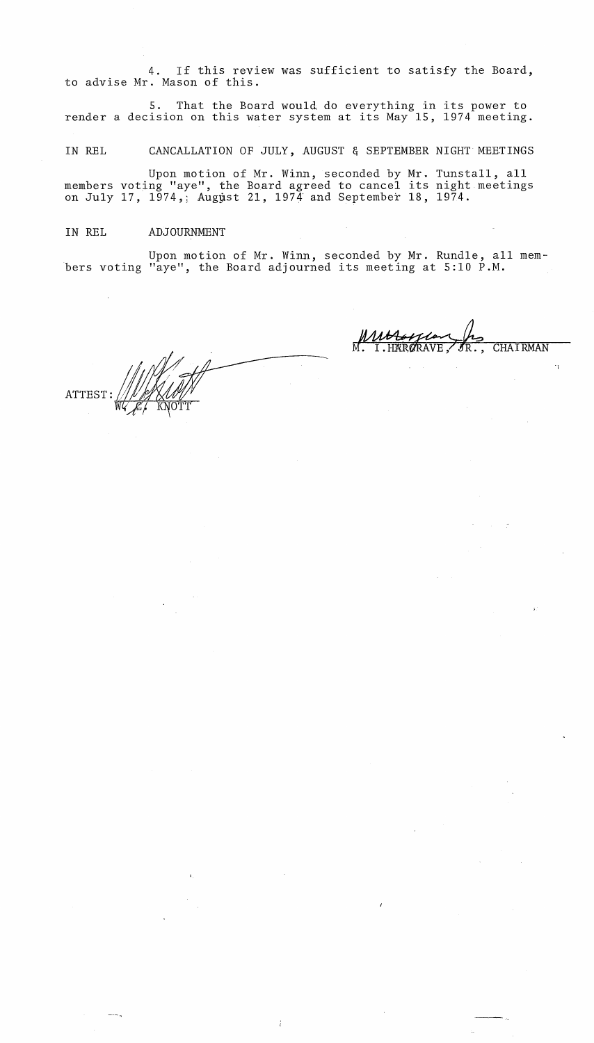4. If this review was sufficient to satisfy the Board, to advise Mr. Mason of this.

5. That the Board would do everything in its power to render a decision on this water system at its May 15, 1974 meeting.

IN RE: CANCALLATION OF JULY, AUGUST & SEPTEMBER NIGHT MEETINGS

Upon motion of Mr. Winn, seconded by Mr. Tunstall, all members voting "aye", the Board agreed to cancel its night meetings on July 17, 1974, August 21, 1974 and September 18, 1974.

IN RE: ADJOURNMENT

Upon motion of Mr. Winn, seconded by Mr. Rundle, all members voting "aye", the Board adjourned its meeting at 5:10 P.M.

M. I. HARGRAVE, JR., CHAIRMAN

ATTEST: W. C. KNOTT